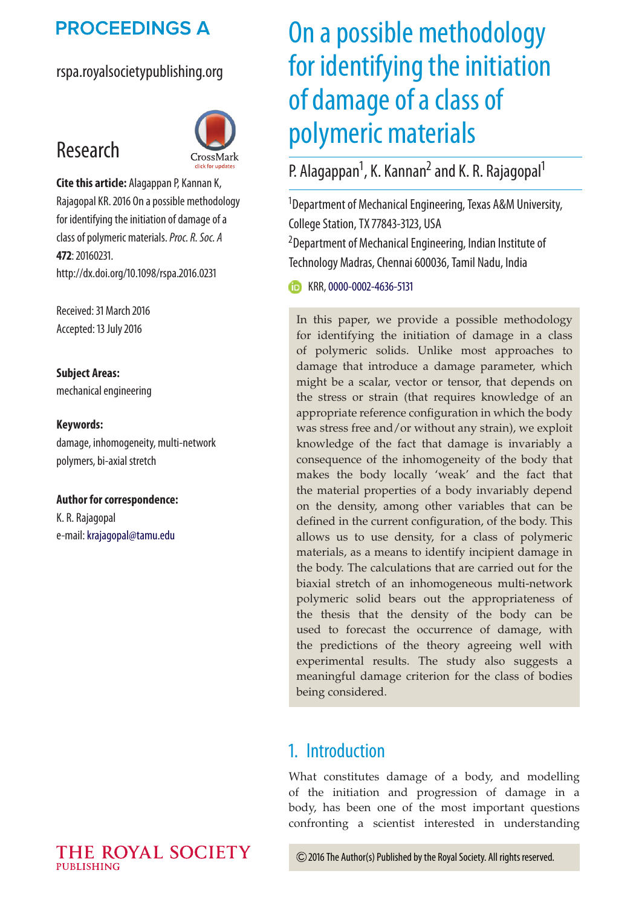PROCEEDINGS A

rspa.royalsocietypublishing.org

Research

**Cite this article:** Alagappan P, Kannan K, Rajagopal KR. 2016 On a possible methodology for identifying the initiation of damage of a class of polymeric materials. *Proc. R. Soc. A* **472**: 20160231. http://dx.doi.org/10.1098/rspa.2016.0231

Received: 31 March 2016
Accepted: 13 July 2016

**Subject Areas:**
mechanical engineering

**Keywords:**
damage, inhomogeneity, multi-network polymers, bi-axial stretch

**Author for correspondence:**
K. R. Rajagopal
e-mail: krajagopal@tamu.edu

# On a possible methodology for identifying the initiation of damage of a class of polymeric materials

P. Alagappan[1], K. Kannan[2] and K. R. Rajagopal[1]

[1]Department of Mechanical Engineering, Texas A&M University, College Station, TX 77843-3123, USA
[2]Department of Mechanical Engineering, Indian Institute of Technology Madras, Chennai 600036, Tamil Nadu, India

KRR, 0000-0002-4636-5131

In this paper, we provide a possible methodology for identifying the initiation of damage in a class of polymeric solids. Unlike most approaches to damage that introduce a damage parameter, which might be a scalar, vector or tensor, that depends on the stress or strain (that requires knowledge of an appropriate reference configuration in which the body was stress free and/or without any strain), we exploit knowledge of the fact that damage is invariably a consequence of the inhomogeneity of the body that makes the body locally 'weak' and the fact that the material properties of a body invariably depend on the density, among other variables that can be defined in the current configuration, of the body. This allows us to use density, for a class of polymeric materials, as a means to identify incipient damage in the body. The calculations that are carried out for the biaxial stretch of an inhomogeneous multi-network polymeric solid bears out the appropriateness of the thesis that the density of the body can be used to forecast the occurrence of damage, with the predictions of the theory agreeing well with experimental results. The study also suggests a meaningful damage criterion for the class of bodies being considered.

## 1. Introduction

What constitutes damage of a body, and modelling of the initiation and progression of damage in a body, has been one of the most important questions confronting a scientist interested in understanding

© 2016 The Author(s) Published by the Royal Society. All rights reserved.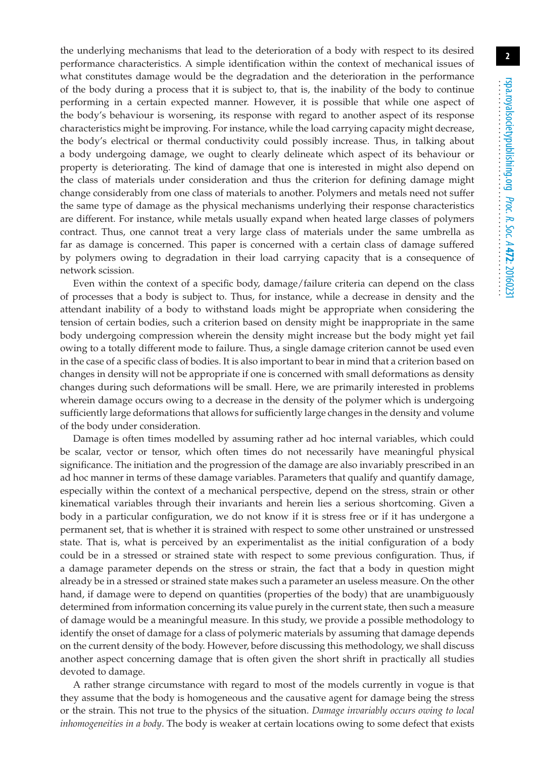the underlying mechanisms that lead to the deterioration of a body with respect to its desired performance characteristics. A simple identification within the context of mechanical issues of what constitutes damage would be the degradation and the deterioration in the performance of the body during a process that it is subject to, that is, the inability of the body to continue performing in a certain expected manner. However, it is possible that while one aspect of the body's behaviour is worsening, its response with regard to another aspect of its response characteristics might be improving. For instance, while the load carrying capacity might decrease, the body's electrical or thermal conductivity could possibly increase. Thus, in talking about a body undergoing damage, we ought to clearly delineate which aspect of its behaviour or property is deteriorating. The kind of damage that one is interested in might also depend on the class of materials under consideration and thus the criterion for defining damage might change considerably from one class of materials to another. Polymers and metals need not suffer the same type of damage as the physical mechanisms underlying their response characteristics are different. For instance, while metals usually expand when heated large classes of polymers contract. Thus, one cannot treat a very large class of materials under the same umbrella as far as damage is concerned. This paper is concerned with a certain class of damage suffered by polymers owing to degradation in their load carrying capacity that is a consequence of network scission.

Even within the context of a specific body, damage/failure criteria can depend on the class of processes that a body is subject to. Thus, for instance, while a decrease in density and the attendant inability of a body to withstand loads might be appropriate when considering the tension of certain bodies, such a criterion based on density might be inappropriate in the same body undergoing compression wherein the density might increase but the body might yet fail owing to a totally different mode to failure. Thus, a single damage criterion cannot be used even in the case of a specific class of bodies. It is also important to bear in mind that a criterion based on changes in density will not be appropriate if one is concerned with small deformations as density changes during such deformations will be small. Here, we are primarily interested in problems wherein damage occurs owing to a decrease in the density of the polymer which is undergoing sufficiently large deformations that allows for sufficiently large changes in the density and volume of the body under consideration.

Damage is often times modelled by assuming rather ad hoc internal variables, which could be scalar, vector or tensor, which often times do not necessarily have meaningful physical significance. The initiation and the progression of the damage are also invariably prescribed in an ad hoc manner in terms of these damage variables. Parameters that qualify and quantify damage, especially within the context of a mechanical perspective, depend on the stress, strain or other kinematical variables through their invariants and herein lies a serious shortcoming. Given a body in a particular configuration, we do not know if it is stress free or if it has undergone a permanent set, that is whether it is strained with respect to some other unstrained or unstressed state. That is, what is perceived by an experimentalist as the initial configuration of a body could be in a stressed or strained state with respect to some previous configuration. Thus, if a damage parameter depends on the stress or strain, the fact that a body in question might already be in a stressed or strained state makes such a parameter an useless measure. On the other hand, if damage were to depend on quantities (properties of the body) that are unambiguously determined from information concerning its value purely in the current state, then such a measure of damage would be a meaningful measure. In this study, we provide a possible methodology to identify the onset of damage for a class of polymeric materials by assuming that damage depends on the current density of the body. However, before discussing this methodology, we shall discuss another aspect concerning damage that is often given the short shrift in practically all studies devoted to damage.

A rather strange circumstance with regard to most of the models currently in vogue is that they assume that the body is homogeneous and the causative agent for damage being the stress or the strain. This not true to the physics of the situation. *Damage invariably occurs owing to local inhomogeneities in a body*. The body is weaker at certain locations owing to some defect that exists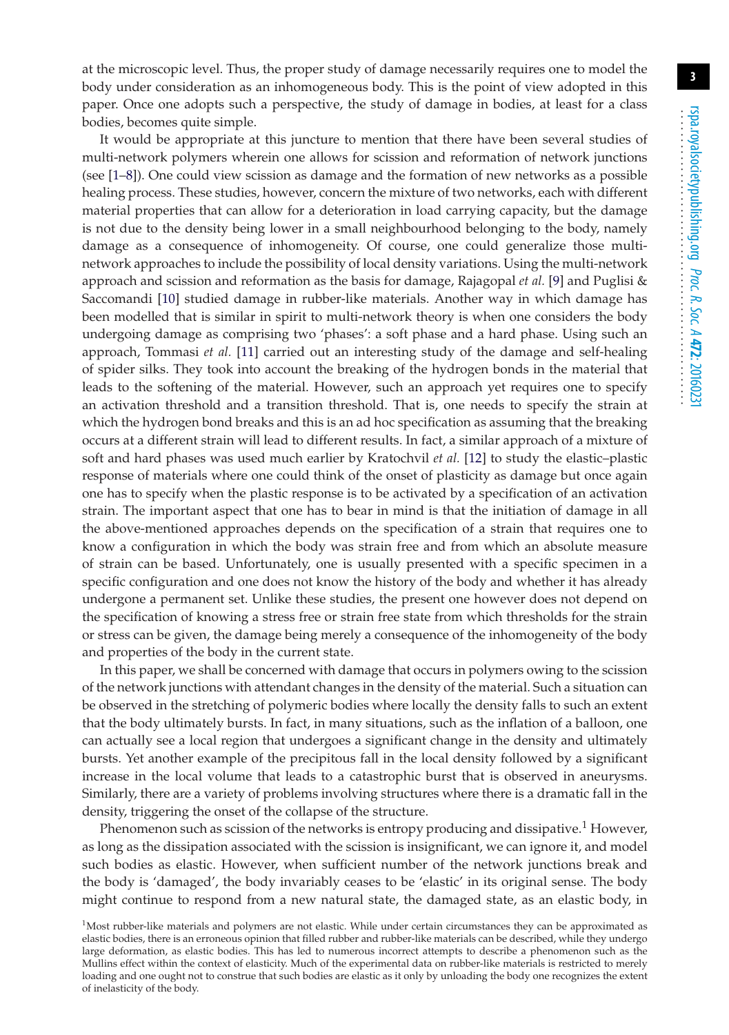at the microscopic level. Thus, the proper study of damage necessarily requires one to model the body under consideration as an inhomogeneous body. This is the point of view adopted in this paper. Once one adopts such a perspective, the study of damage in bodies, at least for a class bodies, becomes quite simple.

It would be appropriate at this juncture to mention that there have been several studies of multi-network polymers wherein one allows for scission and reformation of network junctions (see [1–8]). One could view scission as damage and the formation of new networks as a possible healing process. These studies, however, concern the mixture of two networks, each with different material properties that can allow for a deterioration in load carrying capacity, but the damage is not due to the density being lower in a small neighbourhood belonging to the body, namely damage as a consequence of inhomogeneity. Of course, one could generalize those multi-network approaches to include the possibility of local density variations. Using the multi-network approach and scission and reformation as the basis for damage, Rajagopal *et al.* [9] and Puglisi & Saccomandi [10] studied damage in rubber-like materials. Another way in which damage has been modelled that is similar in spirit to multi-network theory is when one considers the body undergoing damage as comprising two 'phases': a soft phase and a hard phase. Using such an approach, Tommasi *et al.* [11] carried out an interesting study of the damage and self-healing of spider silks. They took into account the breaking of the hydrogen bonds in the material that leads to the softening of the material. However, such an approach yet requires one to specify an activation threshold and a transition threshold. That is, one needs to specify the strain at which the hydrogen bond breaks and this is an ad hoc specification as assuming that the breaking occurs at a different strain will lead to different results. In fact, a similar approach of a mixture of soft and hard phases was used much earlier by Kratochvil *et al.* [12] to study the elastic–plastic response of materials where one could think of the onset of plasticity as damage but once again one has to specify when the plastic response is to be activated by a specification of an activation strain. The important aspect that one has to bear in mind is that the initiation of damage in all the above-mentioned approaches depends on the specification of a strain that requires one to know a configuration in which the body was strain free and from which an absolute measure of strain can be based. Unfortunately, one is usually presented with a specific specimen in a specific configuration and one does not know the history of the body and whether it has already undergone a permanent set. Unlike these studies, the present one however does not depend on the specification of knowing a stress free or strain free state from which thresholds for the strain or stress can be given, the damage being merely a consequence of the inhomogeneity of the body and properties of the body in the current state.

In this paper, we shall be concerned with damage that occurs in polymers owing to the scission of the network junctions with attendant changes in the density of the material. Such a situation can be observed in the stretching of polymeric bodies where locally the density falls to such an extent that the body ultimately bursts. In fact, in many situations, such as the inflation of a balloon, one can actually see a local region that undergoes a significant change in the density and ultimately bursts. Yet another example of the precipitous fall in the local density followed by a significant increase in the local volume that leads to a catastrophic burst that is observed in aneurysms. Similarly, there are a variety of problems involving structures where there is a dramatic fall in the density, triggering the onset of the collapse of the structure.

Phenomenon such as scission of the networks is entropy producing and dissipative.[1] However, as long as the dissipation associated with the scission is insignificant, we can ignore it, and model such bodies as elastic. However, when sufficient number of the network junctions break and the body is 'damaged', the body invariably ceases to be 'elastic' in its original sense. The body might continue to respond from a new natural state, the damaged state, as an elastic body, in

[1]Most rubber-like materials and polymers are not elastic. While under certain circumstances they can be approximated as elastic bodies, there is an erroneous opinion that filled rubber and rubber-like materials can be described, while they undergo large deformation, as elastic bodies. This has led to numerous incorrect attempts to describe a phenomenon such as the Mullins effect within the context of elasticity. Much of the experimental data on rubber-like materials is restricted to merely loading and one ought not to construe that such bodies are elastic as it only by unloading the body one recognizes the extent of inelasticity of the body.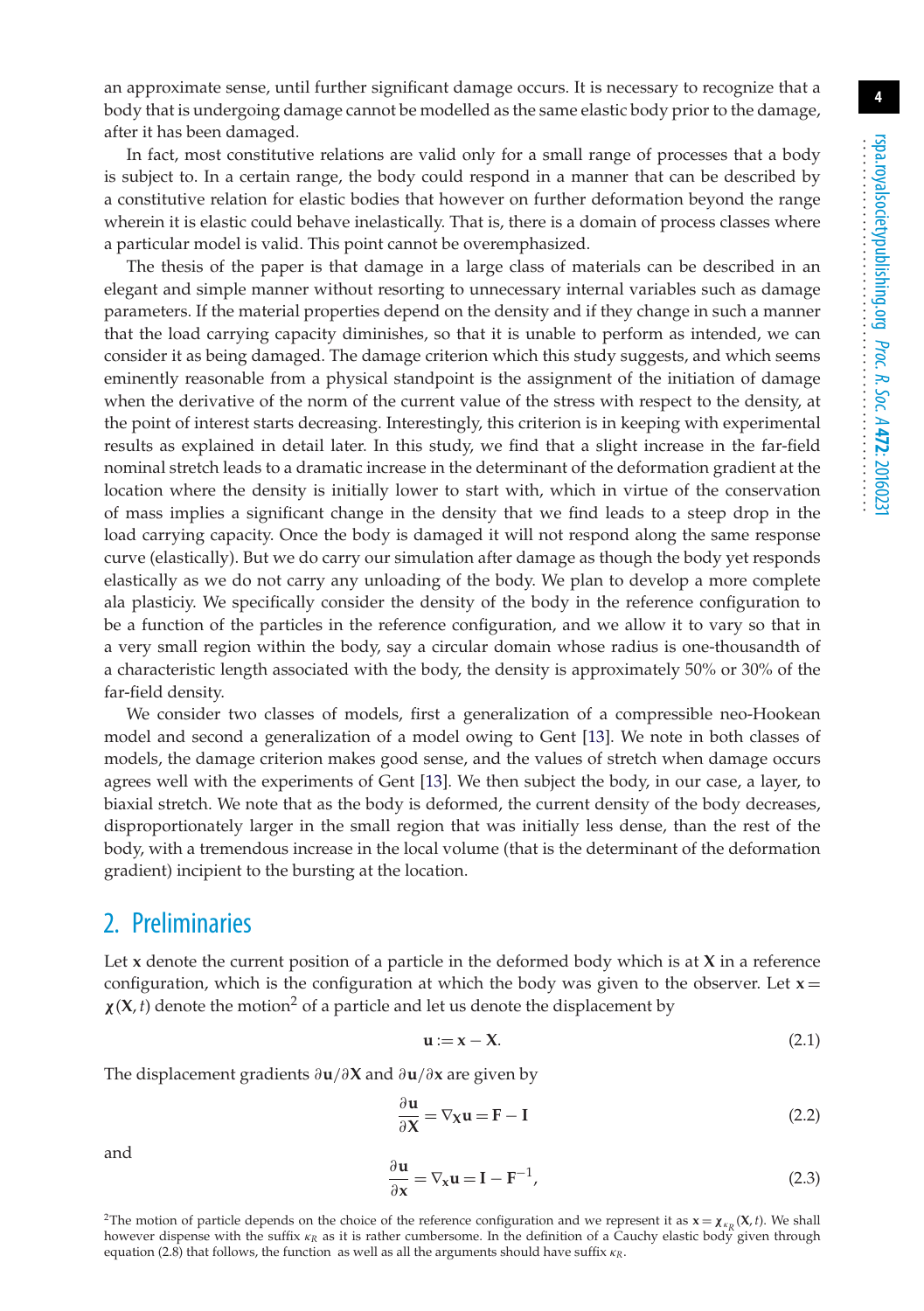an approximate sense, until further significant damage occurs. It is necessary to recognize that a body that is undergoing damage cannot be modelled as the same elastic body prior to the damage, after it has been damaged.

In fact, most constitutive relations are valid only for a small range of processes that a body is subject to. In a certain range, the body could respond in a manner that can be described by a constitutive relation for elastic bodies that however on further deformation beyond the range wherein it is elastic could behave inelastically. That is, there is a domain of process classes where a particular model is valid. This point cannot be overemphasized.

The thesis of the paper is that damage in a large class of materials can be described in an elegant and simple manner without resorting to unnecessary internal variables such as damage parameters. If the material properties depend on the density and if they change in such a manner that the load carrying capacity diminishes, so that it is unable to perform as intended, we can consider it as being damaged. The damage criterion which this study suggests, and which seems eminently reasonable from a physical standpoint is the assignment of the initiation of damage when the derivative of the norm of the current value of the stress with respect to the density, at the point of interest starts decreasing. Interestingly, this criterion is in keeping with experimental results as explained in detail later. In this study, we find that a slight increase in the far-field nominal stretch leads to a dramatic increase in the determinant of the deformation gradient at the location where the density is initially lower to start with, which in virtue of the conservation of mass implies a significant change in the density that we find leads to a steep drop in the load carrying capacity. Once the body is damaged it will not respond along the same response curve (elastically). But we do carry our simulation after damage as though the body yet responds elastically as we do not carry any unloading of the body. We plan to develop a more complete ala plasticiy. We specifically consider the density of the body in the reference configuration to be a function of the particles in the reference configuration, and we allow it to vary so that in a very small region within the body, say a circular domain whose radius is one-thousandth of a characteristic length associated with the body, the density is approximately 50% or 30% of the far-field density.

We consider two classes of models, first a generalization of a compressible neo-Hookean model and second a generalization of a model owing to Gent [13]. We note in both classes of models, the damage criterion makes good sense, and the values of stretch when damage occurs agrees well with the experiments of Gent [13]. We then subject the body, in our case, a layer, to biaxial stretch. We note that as the body is deformed, the current density of the body decreases, disproportionately larger in the small region that was initially less dense, than the rest of the body, with a tremendous increase in the local volume (that is the determinant of the deformation gradient) incipient to the bursting at the location.

## 2. Preliminaries

Let $\mathbf{x}$ denote the current position of a particle in the deformed body which is at $\mathbf{X}$ in a reference configuration, which is the configuration at which the body was given to the observer. Let $\mathbf{x} = \boldsymbol{\chi}(\mathbf{X}, t)$ denote the motion[2] of a particle and let us denote the displacement by

$$\mathbf{u} := \mathbf{x} - \mathbf{X}. \tag{2.1}$$

The displacement gradients $\partial\mathbf{u}/\partial\mathbf{X}$ and $\partial\mathbf{u}/\partial\mathbf{x}$ are given by

$$\frac{\partial\mathbf{u}}{\partial\mathbf{X}} = \nabla_{\mathbf{X}}\mathbf{u} = \mathbf{F} - \mathbf{I} \tag{2.2}$$

and

$$\frac{\partial\mathbf{u}}{\partial\mathbf{x}} = \nabla_{\mathbf{x}}\mathbf{u} = \mathbf{I} - \mathbf{F}^{-1}, \tag{2.3}$$

[2]The motion of particle depends on the choice of the reference configuration and we represent it as $\mathbf{x} = \boldsymbol{\chi}_{\kappa_R}(\mathbf{X}, t)$. We shall however dispense with the suffix $\kappa_R$ as it is rather cumbersome. In the definition of a Cauchy elastic body given through equation (2.8) that follows, the function as well as all the arguments should have suffix $\kappa_R$.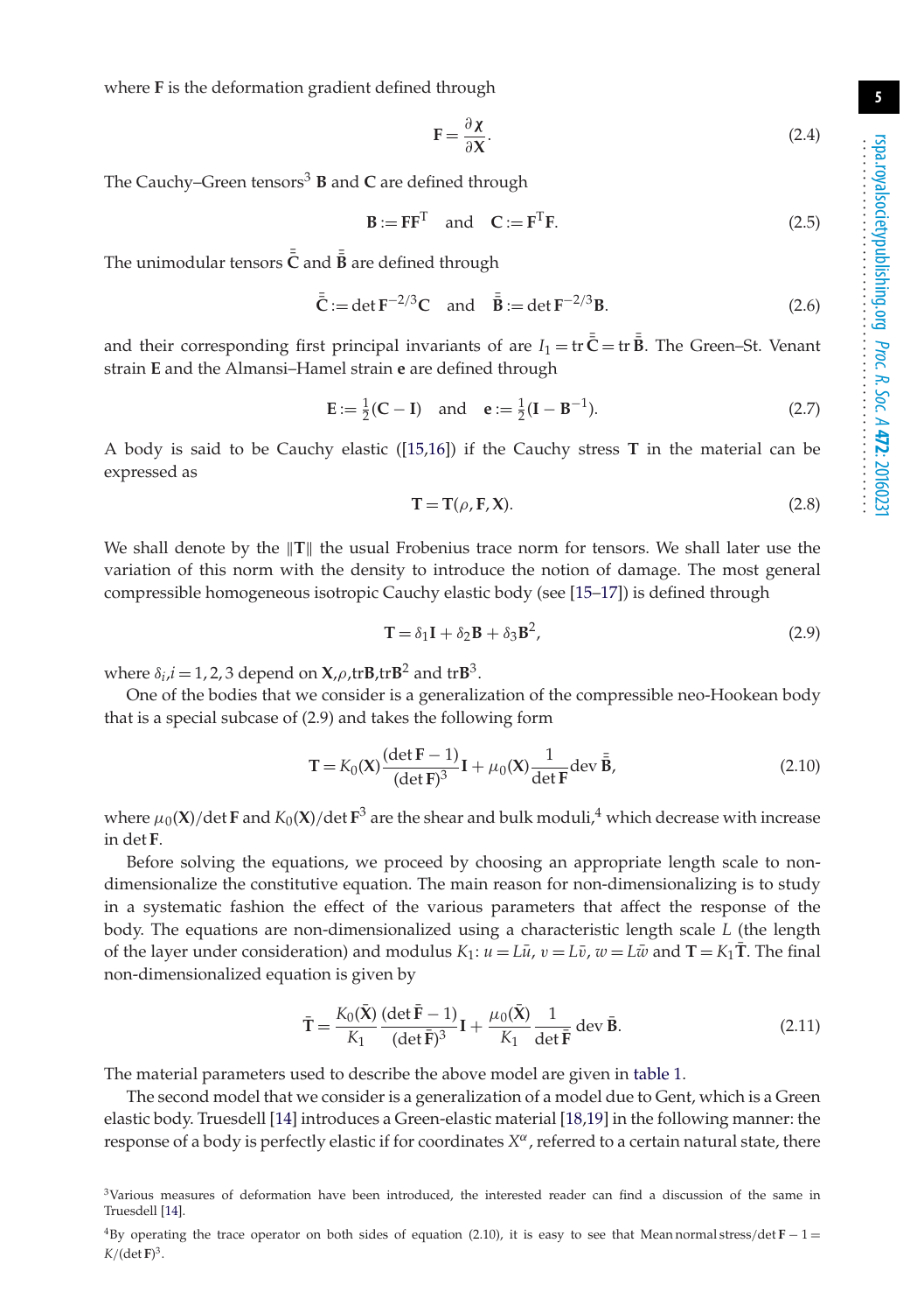where $\mathbf{F}$ is the deformation gradient defined through

$$\mathbf{F} = \frac{\partial \boldsymbol{\chi}}{\partial \mathbf{X}}. \tag{2.4}$$

The Cauchy–Green tensors[3] $\mathbf{B}$ and $\mathbf{C}$ are defined through

$$\mathbf{B} := \mathbf{F}\mathbf{F}^{\mathrm{T}} \quad \text{and} \quad \mathbf{C} := \mathbf{F}^{\mathrm{T}}\mathbf{F}. \tag{2.5}$$

The unimodular tensors $\bar{\bar{\mathbf{C}}}$ and $\bar{\bar{\mathbf{B}}}$ are defined through

$$\bar{\bar{\mathbf{C}}} := \det \mathbf{F}^{-2/3}\mathbf{C} \quad \text{and} \quad \bar{\bar{\mathbf{B}}} := \det \mathbf{F}^{-2/3}\mathbf{B}. \tag{2.6}$$

and their corresponding first principal invariants of are $I_1 = \operatorname{tr} \bar{\bar{\mathbf{C}}} = \operatorname{tr} \bar{\bar{\mathbf{B}}}$. The Green–St. Venant strain $\mathbf{E}$ and the Almansi–Hamel strain $\mathbf{e}$ are defined through

$$\mathbf{E} := \tfrac{1}{2}(\mathbf{C} - \mathbf{I}) \quad \text{and} \quad \mathbf{e} := \tfrac{1}{2}(\mathbf{I} - \mathbf{B}^{-1}). \tag{2.7}$$

A body is said to be Cauchy elastic ([15,16]) if the Cauchy stress $\mathbf{T}$ in the material can be expressed as

$$\mathbf{T} = \mathbf{T}(\rho, \mathbf{F}, \mathbf{X}). \tag{2.8}$$

We shall denote by the $\|\mathbf{T}\|$ the usual Frobenius trace norm for tensors. We shall later use the variation of this norm with the density to introduce the notion of damage. The most general compressible homogeneous isotropic Cauchy elastic body (see [15–17]) is defined through

$$\mathbf{T} = \delta_1 \mathbf{I} + \delta_2 \mathbf{B} + \delta_3 \mathbf{B}^2, \tag{2.9}$$

where $\delta_i, i = 1, 2, 3$ depend on $\mathbf{X}$,$\rho$,tr$\mathbf{B}$,tr$\mathbf{B}^2$ and tr$\mathbf{B}^3$.

One of the bodies that we consider is a generalization of the compressible neo-Hookean body that is a special subcase of (2.9) and takes the following form

$$\mathbf{T} = K_0(\mathbf{X}) \frac{(\det \mathbf{F} - 1)}{(\det \mathbf{F})^3} \mathbf{I} + \mu_0(\mathbf{X}) \frac{1}{\det \mathbf{F}} \operatorname{dev} \bar{\bar{\mathbf{B}}}, \tag{2.10}$$

where $\mu_0(\mathbf{X})/\det \mathbf{F}$ and $K_0(\mathbf{X})/\det \mathbf{F}^3$ are the shear and bulk moduli,[4] which decrease with increase in $\det \mathbf{F}$.

Before solving the equations, we proceed by choosing an appropriate length scale to non-dimensionalize the constitutive equation. The main reason for non-dimensionalizing is to study in a systematic fashion the effect of the various parameters that affect the response of the body. The equations are non-dimensionalized using a characteristic length scale $L$ (the length of the layer under consideration) and modulus $K_1$: $u = L\bar{u}$, $v = L\bar{v}$, $w = L\bar{w}$ and $\mathbf{T} = K_1\bar{\mathbf{T}}$. The final non-dimensionalized equation is given by

$$\bar{\mathbf{T}} = \frac{K_0(\bar{\mathbf{X}})}{K_1} \frac{(\det \bar{\mathbf{F}} - 1)}{(\det \bar{\mathbf{F}})^3} \mathbf{I} + \frac{\mu_0(\bar{\mathbf{X}})}{K_1} \frac{1}{\det \bar{\mathbf{F}}} \operatorname{dev} \bar{\mathbf{B}}. \tag{2.11}$$

The material parameters used to describe the above model are given in table 1.

The second model that we consider is a generalization of a model due to Gent, which is a Green elastic body. Truesdell [14] introduces a Green-elastic material [18,19] in the following manner: the response of a body is perfectly elastic if for coordinates $X^\alpha$, referred to a certain natural state, there

---

[3] Various measures of deformation have been introduced, the interested reader can find a discussion of the same in Truesdell [14].

[4] By operating the trace operator on both sides of equation (2.10), it is easy to see that Mean normal stress/$\det \mathbf{F} - 1 = K/(\det \mathbf{F})^3$.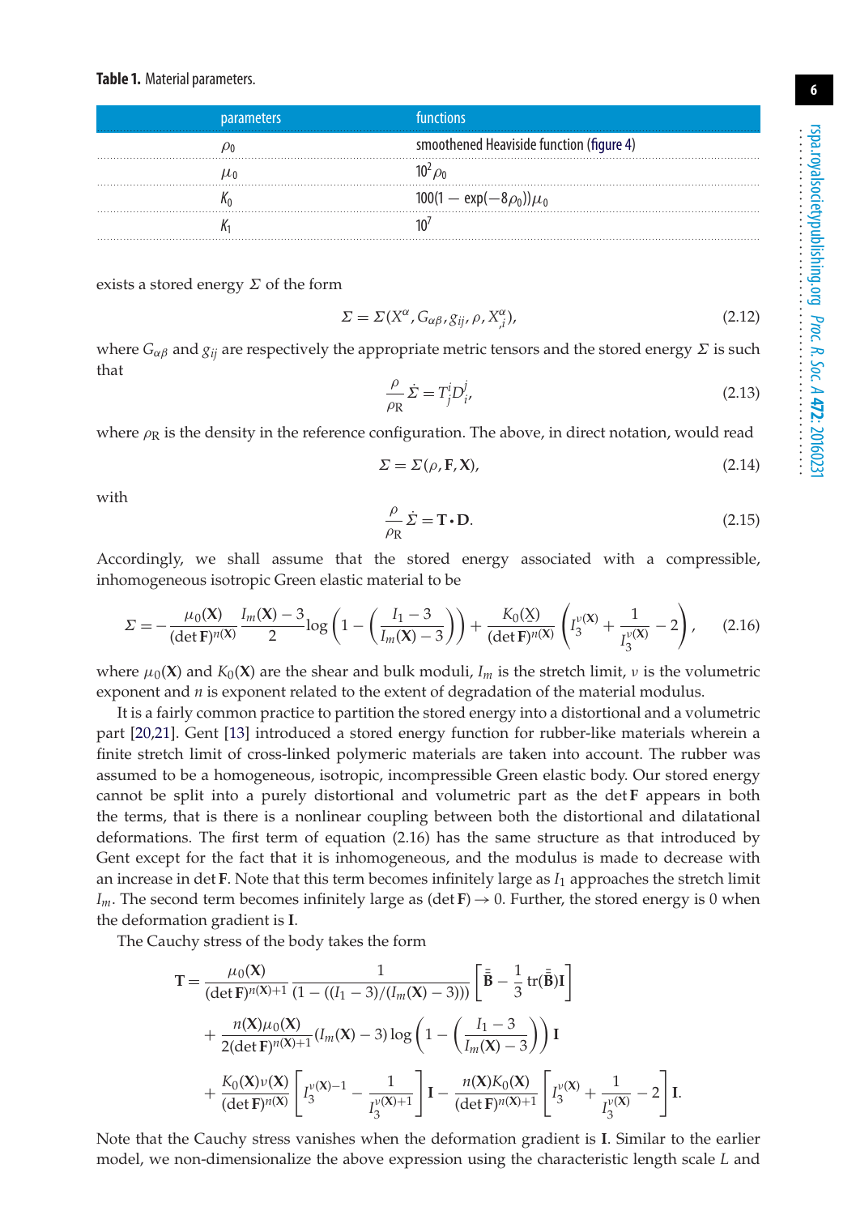**Table 1.** Material parameters.

| parameters | functions |
|---|---|
| $\rho_0$ | smoothened Heaviside function (figure 4) |
| $\mu_0$ | $10^2\,\rho_0$ |
| $K_0$ | $100(1-\exp(-8\rho_0))\mu_0$ |
| $K_1$ | $10^7$ |

exists a stored energy $\Sigma$ of the form

$$\Sigma = \Sigma(X^\alpha, G_{\alpha\beta}, g_{ij}, \rho, X^\alpha_{,i}), \tag{2.12}$$

where $G_{\alpha\beta}$ and $g_{ij}$ are respectively the appropriate metric tensors and the stored energy $\Sigma$ is such that

$$\frac{\rho}{\rho_R}\dot{\Sigma} = T^i_j D^j_i, \tag{2.13}$$

where $\rho_R$ is the density in the reference configuration. The above, in direct notation, would read

$$\Sigma = \Sigma(\rho, \mathbf{F}, \mathbf{X}), \tag{2.14}$$

with

$$\frac{\rho}{\rho_R}\dot{\Sigma} = \mathbf{T}\cdot\mathbf{D}. \tag{2.15}$$

Accordingly, we shall assume that the stored energy associated with a compressible, inhomogeneous isotropic Green elastic material to be

$$\Sigma = -\frac{\mu_0(\mathbf{X})}{(\det\mathbf{F})^{n(\mathbf{X})}}\frac{I_m(\mathbf{X})-3}{2}\log\left(1-\left(\frac{I_1-3}{I_m(\mathbf{X})-3}\right)\right) + \frac{K_0(\mathbf{X})}{(\det\mathbf{F})^{n(\mathbf{X})}}\left(I_3^{\nu(\mathbf{X})} + \frac{1}{I_3^{\nu(\mathbf{X})}} - 2\right), \tag{2.16}$$

where $\mu_0(\mathbf{X})$ and $K_0(\mathbf{X})$ are the shear and bulk moduli, $I_m$ is the stretch limit, $\nu$ is the volumetric exponent and $n$ is exponent related to the extent of degradation of the material modulus.

It is a fairly common practice to partition the stored energy into a distortional and a volumetric part [20,21]. Gent [13] introduced a stored energy function for rubber-like materials wherein a finite stretch limit of cross-linked polymeric materials are taken into account. The rubber was assumed to be a homogeneous, isotropic, incompressible Green elastic body. Our stored energy cannot be split into a purely distortional and volumetric part as the $\det\mathbf{F}$ appears in both the terms, that is there is a nonlinear coupling between both the distortional and dilatational deformations. The first term of equation (2.16) has the same structure as that introduced by Gent except for the fact that it is inhomogeneous, and the modulus is made to decrease with an increase in $\det\mathbf{F}$. Note that this term becomes infinitely large as $I_1$ approaches the stretch limit $I_m$. The second term becomes infinitely large as $(\det\mathbf{F})\to 0$. Further, the stored energy is 0 when the deformation gradient is $\mathbf{I}$.

The Cauchy stress of the body takes the form

$$\begin{aligned}
\mathbf{T} &= \frac{\mu_0(\mathbf{X})}{(\det\mathbf{F})^{n(\mathbf{X})+1}}\frac{1}{(1-((I_1-3)/(I_m(\mathbf{X})-3)))}\left[\bar{\bar{\mathbf{B}}} - \frac{1}{3}\operatorname{tr}(\bar{\bar{\mathbf{B}}})\mathbf{I}\right] \\
&\quad + \frac{n(\mathbf{X})\mu_0(\mathbf{X})}{2(\det\mathbf{F})^{n(\mathbf{X})+1}}(I_m(\mathbf{X})-3)\log\left(1-\left(\frac{I_1-3}{I_m(\mathbf{X})-3}\right)\right)\mathbf{I} \\
&\quad + \frac{K_0(\mathbf{X})\nu(\mathbf{X})}{(\det\mathbf{F})^{n(\mathbf{X})}}\left[I_3^{\nu(\mathbf{X})-1} - \frac{1}{I_3^{\nu(\mathbf{X})+1}}\right]\mathbf{I} - \frac{n(\mathbf{X})K_0(\mathbf{X})}{(\det\mathbf{F})^{n(\mathbf{X})+1}}\left[I_3^{\nu(\mathbf{X})} + \frac{1}{I_3^{\nu(\mathbf{X})}} - 2\right]\mathbf{I}.
\end{aligned}$$

Note that the Cauchy stress vanishes when the deformation gradient is $\mathbf{I}$. Similar to the earlier model, we non-dimensionalize the above expression using the characteristic length scale $L$ and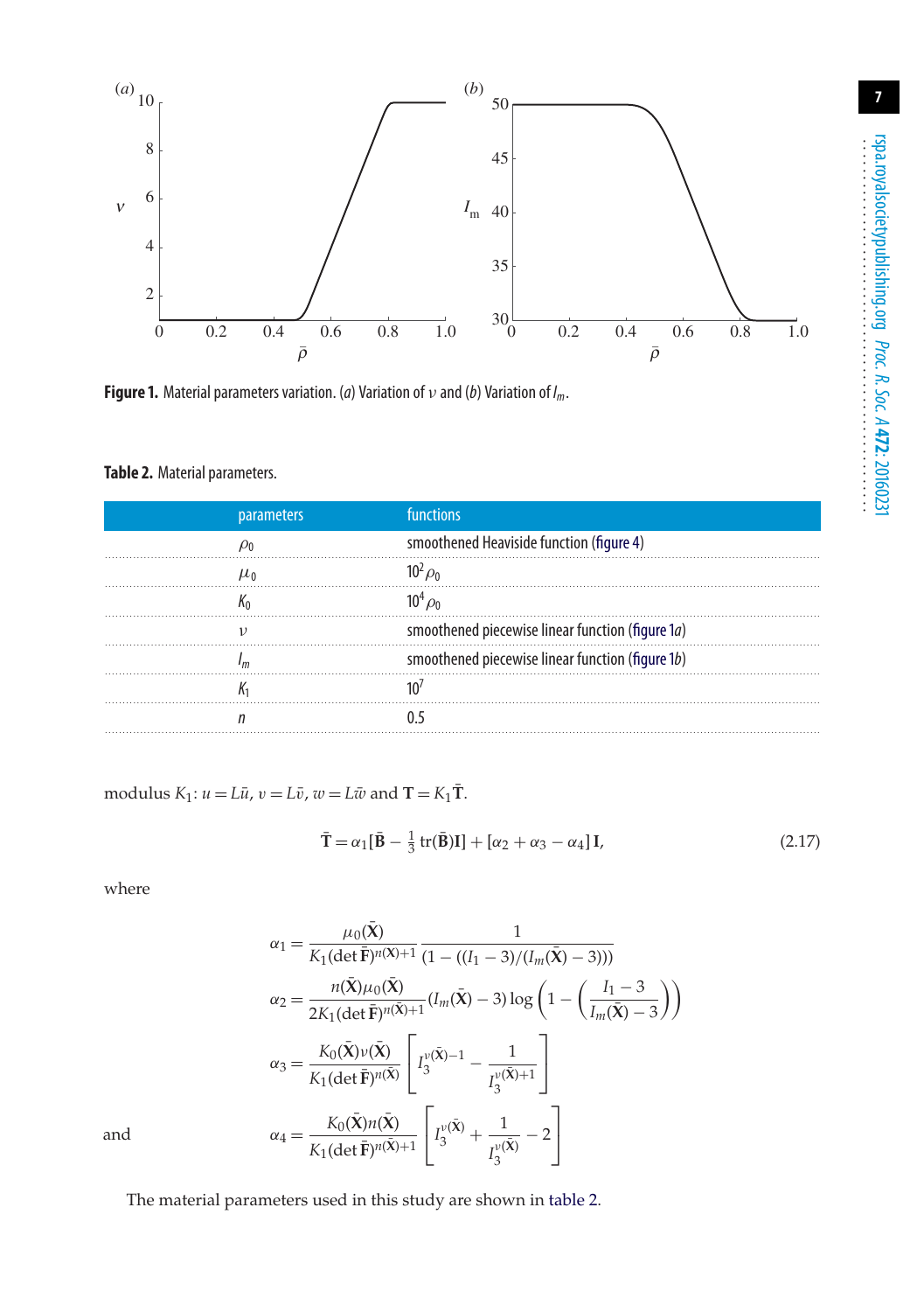Figure 1. Material parameters variation. (a) Variation of $\nu$ and (b) Variation of $I_m$.

**Table 2.** Material parameters.

| parameters | functions |
|---|---|
| $\rho_0$ | smoothened Heaviside function (figure 4) |
| $\mu_0$ | $10^2 \rho_0$ |
| $K_0$ | $10^4 \rho_0$ |
| $\nu$ | smoothened piecewise linear function (figure 1a) |
| $I_m$ | smoothened piecewise linear function (figure 1b) |
| $K_1$ | $10^7$ |
| $n$ | 0.5 |

modulus $K_1$: $u = L\bar{u}$, $v = L\bar{v}$, $w = L\bar{w}$ and $\mathbf{T} = K_1\bar{\mathbf{T}}$.

$$\bar{\mathbf{T}} = \alpha_1[\bar{\mathbf{B}} - \tfrac{1}{3}\,\mathrm{tr}(\bar{\mathbf{B}})\mathbf{I}] + [\alpha_2 + \alpha_3 - \alpha_4]\,\mathbf{I}, \tag{2.17}$$

where

$$\alpha_1 = \frac{\mu_0(\bar{\mathbf{X}})}{K_1(\det\bar{\mathbf{F}})^{n(\bar{\mathbf{X}})+1}}\,\frac{1}{(1-((I_1-3)/(I_m(\bar{\mathbf{X}})-3)))}$$

$$\alpha_2 = \frac{n(\bar{\mathbf{X}})\mu_0(\bar{\mathbf{X}})}{2K_1(\det\bar{\mathbf{F}})^{n(\bar{\mathbf{X}})+1}}(I_m(\bar{\mathbf{X}})-3)\log\left(1-\left(\frac{I_1-3}{I_m(\bar{\mathbf{X}})-3}\right)\right)$$

$$\alpha_3 = \frac{K_0(\bar{\mathbf{X}})\nu(\bar{\mathbf{X}})}{K_1(\det\bar{\mathbf{F}})^{n(\bar{\mathbf{X}})}}\left[I_3^{\nu(\bar{\mathbf{X}})-1} - \frac{1}{I_3^{\nu(\bar{\mathbf{X}})+1}}\right]$$

and

$$\alpha_4 = \frac{K_0(\bar{\mathbf{X}})n(\bar{\mathbf{X}})}{K_1(\det\bar{\mathbf{F}})^{n(\bar{\mathbf{X}})+1}}\left[I_3^{\nu(\bar{\mathbf{X}})} + \frac{1}{I_3^{\nu(\bar{\mathbf{X}})}} - 2\right]$$

The material parameters used in this study are shown in table 2.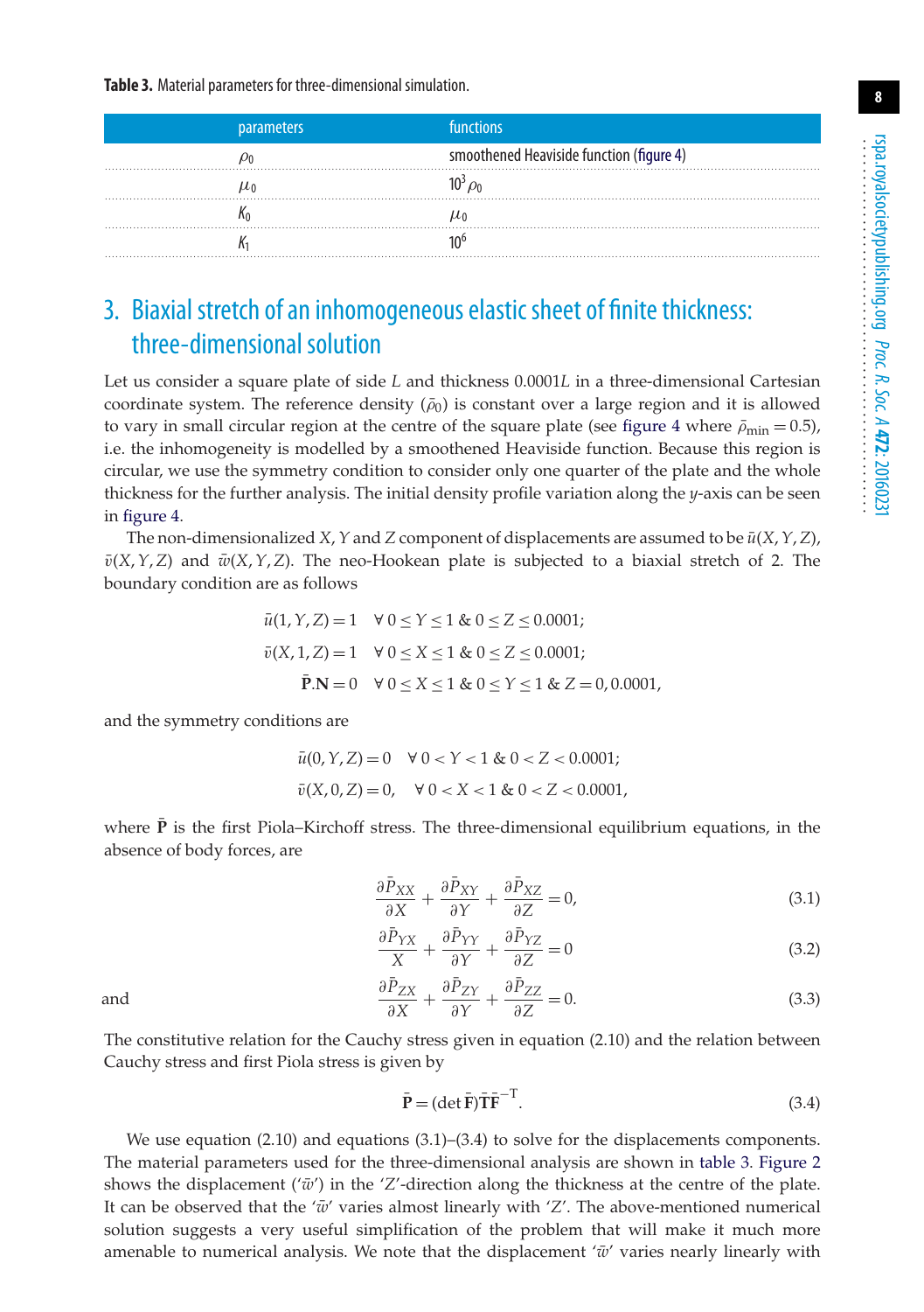**Table 3.** Material parameters for three-dimensional simulation.

| parameters | functions |
| --- | --- |
| $\rho_0$ | smoothened Heaviside function (figure 4) |
| $\mu_0$ | $10^3\rho_0$ |
| $K_0$ | $\mu_0$ |
| $K_1$ | $10^6$ |

## 3. Biaxial stretch of an inhomogeneous elastic sheet of finite thickness: three-dimensional solution

Let us consider a square plate of side $L$ and thickness $0.0001L$ in a three-dimensional Cartesian coordinate system. The reference density ($\bar{\rho}_0$) is constant over a large region and it is allowed to vary in small circular region at the centre of the square plate (see figure 4 where $\bar{\rho}_{\min} = 0.5$), i.e. the inhomogeneity is modelled by a smoothened Heaviside function. Because this region is circular, we use the symmetry condition to consider only one quarter of the plate and the whole thickness for the further analysis. The initial density profile variation along the $y$-axis can be seen in figure 4.

The non-dimensionalized $X$, $Y$ and $Z$ component of displacements are assumed to be $\bar{u}(X, Y, Z)$, $\bar{v}(X, Y, Z)$ and $\bar{w}(X, Y, Z)$. The neo-Hookean plate is subjected to a biaxial stretch of 2. The boundary condition are as follows

$$
\begin{aligned}
\bar{u}(1, Y, Z) &= 1 \quad \forall\, 0 \le Y \le 1 \;\&\; 0 \le Z \le 0.0001;\\
\bar{v}(X, 1, Z) &= 1 \quad \forall\, 0 \le X \le 1 \;\&\; 0 \le Z \le 0.0001;\\
\bar{\mathbf{P}}.\mathbf{N} &= 0 \quad \forall\, 0 \le X \le 1 \;\&\; 0 \le Y \le 1 \;\&\; Z = 0, 0.0001,
\end{aligned}
$$

and the symmetry conditions are

$$
\begin{aligned}
\bar{u}(0, Y, Z) &= 0 \quad \forall\, 0 < Y < 1 \;\&\; 0 < Z < 0.0001;\\
\bar{v}(X, 0, Z) &= 0, \quad \forall\, 0 < X < 1 \;\&\; 0 < Z < 0.0001,
\end{aligned}
$$

where $\bar{\mathbf{P}}$ is the first Piola–Kirchoff stress. The three-dimensional equilibrium equations, in the absence of body forces, are

$$
\frac{\partial \bar{P}_{XX}}{\partial X} + \frac{\partial \bar{P}_{XY}}{\partial Y} + \frac{\partial \bar{P}_{XZ}}{\partial Z} = 0, \tag{3.1}
$$

$$
\frac{\partial \bar{P}_{YX}}{X} + \frac{\partial \bar{P}_{YY}}{\partial Y} + \frac{\partial \bar{P}_{YZ}}{\partial Z} = 0 \tag{3.2}
$$

and

$$
\frac{\partial \bar{P}_{ZX}}{\partial X} + \frac{\partial \bar{P}_{ZY}}{\partial Y} + \frac{\partial \bar{P}_{ZZ}}{\partial Z} = 0. \tag{3.3}
$$

The constitutive relation for the Cauchy stress given in equation (2.10) and the relation between Cauchy stress and first Piola stress is given by

$$
\bar{\mathbf{P}} = (\det \bar{\mathbf{F}})\bar{\mathbf{T}}\bar{\mathbf{F}}^{-\mathrm{T}}. \tag{3.4}
$$

We use equation (2.10) and equations (3.1)–(3.4) to solve for the displacements components. The material parameters used for the three-dimensional analysis are shown in table 3. Figure 2 shows the displacement ('$\bar{w}$') in the '$Z$'-direction along the thickness at the centre of the plate. It can be observed that the '$\bar{w}$' varies almost linearly with '$Z$'. The above-mentioned numerical solution suggests a very useful simplification of the problem that will make it much more amenable to numerical analysis. We note that the displacement '$\bar{w}$' varies nearly linearly with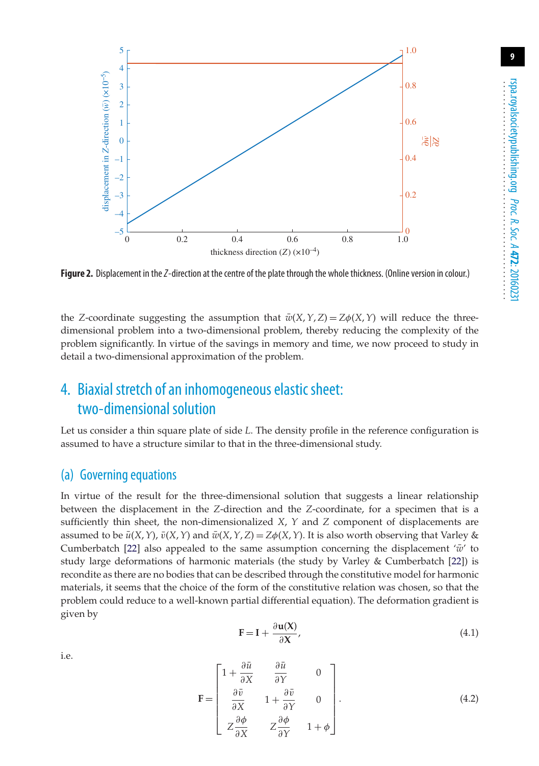**Figure 2.** Displacement in the $Z$-direction at the centre of the plate through the whole thickness. (Online version in colour.)

the $Z$-coordinate suggesting the assumption that $\bar{w}(X,Y,Z) = Z\phi(X,Y)$ will reduce the three-dimensional problem into a two-dimensional problem, thereby reducing the complexity of the problem significantly. In virtue of the savings in memory and time, we now proceed to study in detail a two-dimensional approximation of the problem.

## 4. Biaxial stretch of an inhomogeneous elastic sheet: two-dimensional solution

Let us consider a thin square plate of side $L$. The density profile in the reference configuration is assumed to have a structure similar to that in the three-dimensional study.

### (a) Governing equations

In virtue of the result for the three-dimensional solution that suggests a linear relationship between the displacement in the $Z$-direction and the $Z$-coordinate, for a specimen that is a sufficiently thin sheet, the non-dimensionalized $X$, $Y$ and $Z$ component of displacements are assumed to be $\bar{u}(X,Y)$, $\bar{v}(X,Y)$ and $\bar{w}(X,Y,Z) = Z\phi(X,Y)$. It is also worth observing that Varley & Cumberbatch [22] also appealed to the same assumption concerning the displacement '$\bar{w}$' to study large deformations of harmonic materials (the study by Varley & Cumberbatch [22]) is recondite as there are no bodies that can be described through the constitutive model for harmonic materials, it seems that the choice of the form of the constitutive relation was chosen, so that the problem could reduce to a well-known partial differential equation). The deformation gradient is given by

$$\mathbf{F} = \mathbf{I} + \frac{\partial \mathbf{u}(\mathbf{X})}{\partial \mathbf{X}}, \tag{4.1}$$

i.e.

$$\mathbf{F} = \begin{bmatrix} 1 + \dfrac{\partial \bar{u}}{\partial X} & \dfrac{\partial \bar{u}}{\partial Y} & 0 \\ \dfrac{\partial \bar{v}}{\partial X} & 1 + \dfrac{\partial \bar{v}}{\partial Y} & 0 \\ Z\dfrac{\partial \phi}{\partial X} & Z\dfrac{\partial \phi}{\partial Y} & 1 + \phi \end{bmatrix}. \tag{4.2}$$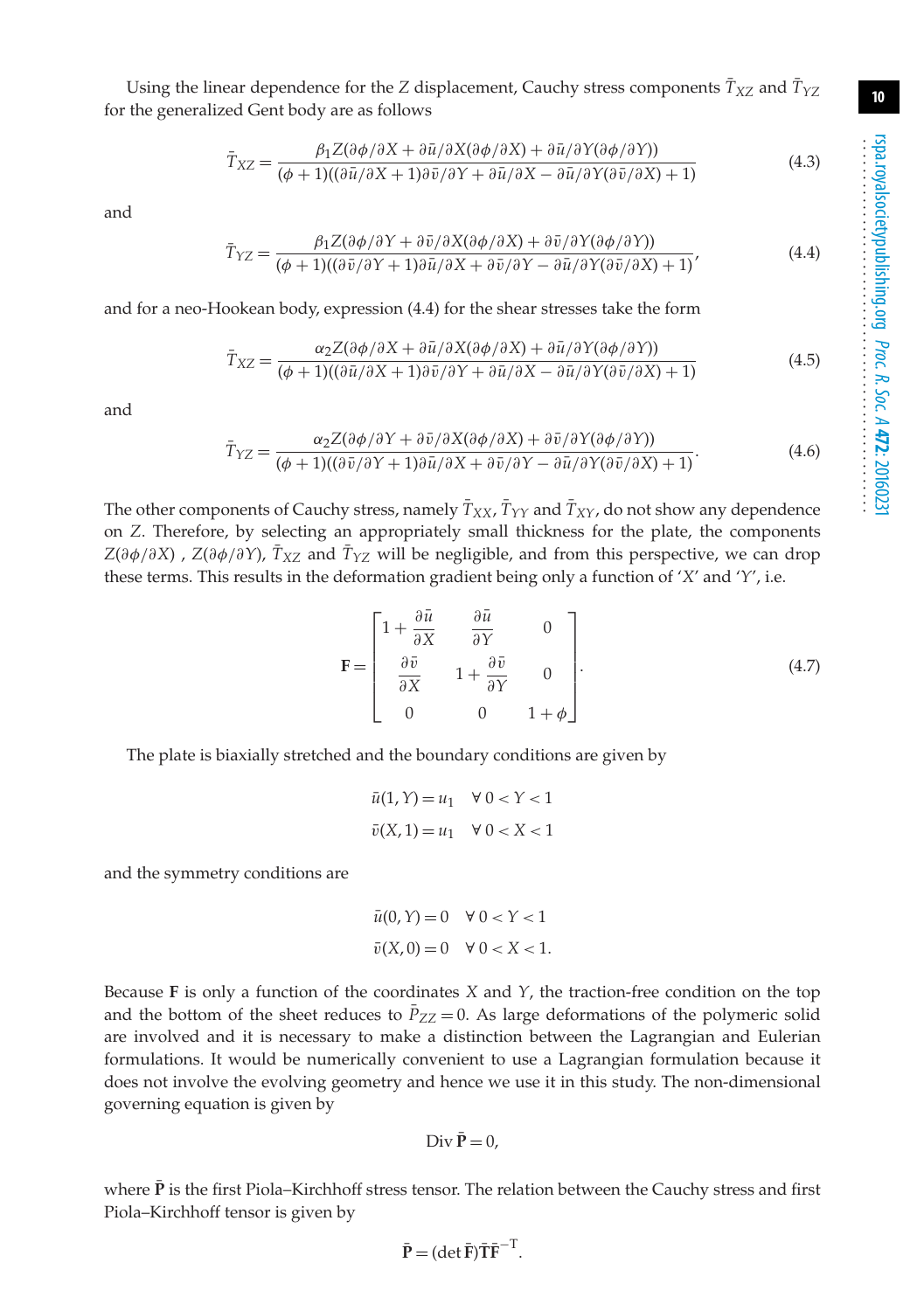Using the linear dependence for the $Z$ displacement, Cauchy stress components $\bar{T}_{XZ}$ and $\bar{T}_{YZ}$ for the generalized Gent body are as follows

$$\bar{T}_{XZ} = \frac{\beta_1 Z(\partial\phi/\partial X + \partial\bar{u}/\partial X(\partial\phi/\partial X) + \partial\bar{u}/\partial Y(\partial\phi/\partial Y))}{(\phi+1)((\partial\bar{u}/\partial X + 1)\partial\bar{v}/\partial Y + \partial\bar{u}/\partial X - \partial\bar{u}/\partial Y(\partial\bar{v}/\partial X) + 1)} \tag{4.3}$$

and

$$\bar{T}_{YZ} = \frac{\beta_1 Z(\partial\phi/\partial Y + \partial\bar{v}/\partial X(\partial\phi/\partial X) + \partial\bar{v}/\partial Y(\partial\phi/\partial Y))}{(\phi+1)((\partial\bar{v}/\partial Y + 1)\partial\bar{u}/\partial X + \partial\bar{v}/\partial Y - \partial\bar{u}/\partial Y(\partial\bar{v}/\partial X) + 1)}, \tag{4.4}$$

and for a neo-Hookean body, expression (4.4) for the shear stresses take the form

$$\bar{T}_{XZ} = \frac{\alpha_2 Z(\partial\phi/\partial X + \partial\bar{u}/\partial X(\partial\phi/\partial X) + \partial\bar{u}/\partial Y(\partial\phi/\partial Y))}{(\phi+1)((\partial\bar{u}/\partial X + 1)\partial\bar{v}/\partial Y + \partial\bar{u}/\partial X - \partial\bar{u}/\partial Y(\partial\bar{v}/\partial X) + 1)} \tag{4.5}$$

and

$$\bar{T}_{YZ} = \frac{\alpha_2 Z(\partial\phi/\partial Y + \partial\bar{v}/\partial X(\partial\phi/\partial X) + \partial\bar{v}/\partial Y(\partial\phi/\partial Y))}{(\phi+1)((\partial\bar{v}/\partial Y + 1)\partial\bar{u}/\partial X + \partial\bar{v}/\partial Y - \partial\bar{u}/\partial Y(\partial\bar{v}/\partial X) + 1)}. \tag{4.6}$$

The other components of Cauchy stress, namely $\bar{T}_{XX}$, $\bar{T}_{YY}$ and $\bar{T}_{XY}$, do not show any dependence on $Z$. Therefore, by selecting an appropriately small thickness for the plate, the components $Z(\partial\phi/\partial X)$ , $Z(\partial\phi/\partial Y)$, $\bar{T}_{XZ}$ and $\bar{T}_{YZ}$ will be negligible, and from this perspective, we can drop these terms. This results in the deformation gradient being only a function of '$X$' and '$Y$', i.e.

$$\mathbf{F} = \begin{bmatrix} 1 + \dfrac{\partial\bar{u}}{\partial X} & \dfrac{\partial\bar{u}}{\partial Y} & 0 \\ \dfrac{\partial\bar{v}}{\partial X} & 1 + \dfrac{\partial\bar{v}}{\partial Y} & 0 \\ 0 & 0 & 1+\phi \end{bmatrix}. \tag{4.7}$$

The plate is biaxially stretched and the boundary conditions are given by

$$\bar{u}(1, Y) = u_1 \quad \forall\ 0 < Y < 1$$
$$\bar{v}(X, 1) = u_1 \quad \forall\ 0 < X < 1$$

and the symmetry conditions are

$$\bar{u}(0, Y) = 0 \quad \forall\ 0 < Y < 1$$
$$\bar{v}(X, 0) = 0 \quad \forall\ 0 < X < 1.$$

Because $\mathbf{F}$ is only a function of the coordinates $X$ and $Y$, the traction-free condition on the top and the bottom of the sheet reduces to $\bar{P}_{ZZ} = 0$. As large deformations of the polymeric solid are involved and it is necessary to make a distinction between the Lagrangian and Eulerian formulations. It would be numerically convenient to use a Lagrangian formulation because it does not involve the evolving geometry and hence we use it in this study. The non-dimensional governing equation is given by

$$\mathrm{Div}\,\bar{\mathbf{P}} = 0,$$

where $\bar{\mathbf{P}}$ is the first Piola–Kirchhoff stress tensor. The relation between the Cauchy stress and first Piola–Kirchhoff tensor is given by

$$\bar{\mathbf{P}} = (\det\bar{\mathbf{F}})\bar{\mathbf{T}}\bar{\mathbf{F}}^{-\mathrm{T}}.$$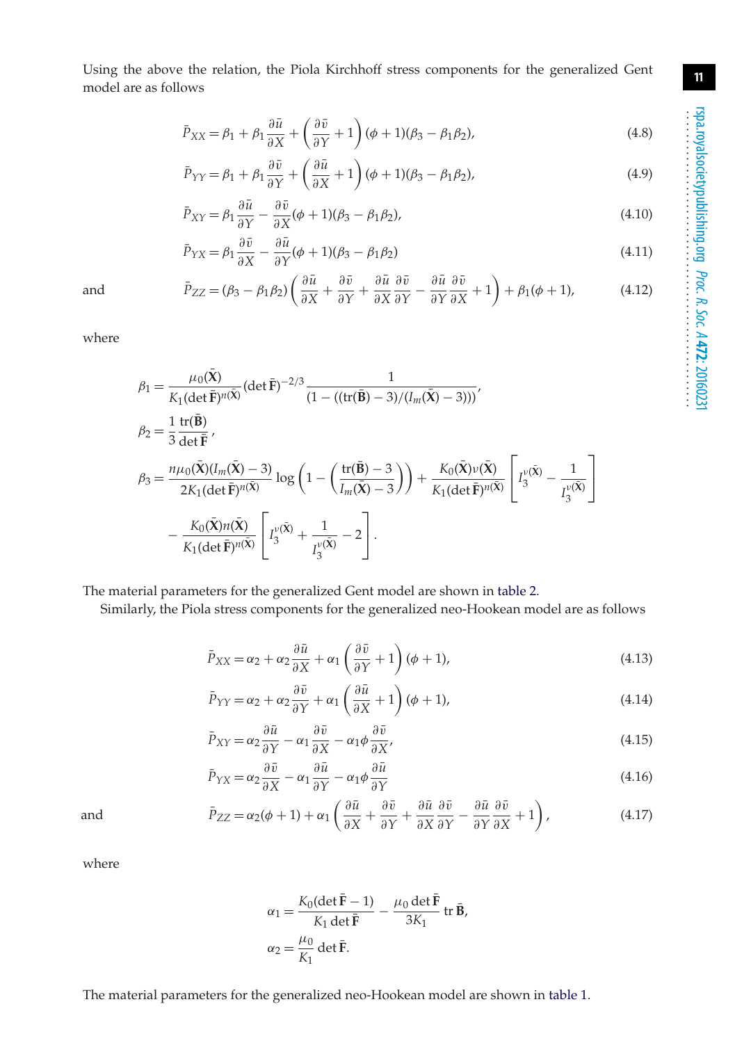Using the above the relation, the Piola Kirchhoff stress components for the generalized Gent model are as follows

$$\bar{P}_{XX} = \beta_1 + \beta_1 \frac{\partial \bar{u}}{\partial X} + \left(\frac{\partial \bar{v}}{\partial Y} + 1\right)(\phi + 1)(\beta_3 - \beta_1\beta_2), \tag{4.8}$$

$$\bar{P}_{YY} = \beta_1 + \beta_1 \frac{\partial \bar{v}}{\partial Y} + \left(\frac{\partial \bar{u}}{\partial X} + 1\right)(\phi + 1)(\beta_3 - \beta_1\beta_2), \tag{4.9}$$

$$\bar{P}_{XY} = \beta_1 \frac{\partial \bar{u}}{\partial Y} - \frac{\partial \bar{v}}{\partial X}(\phi + 1)(\beta_3 - \beta_1\beta_2), \tag{4.10}$$

$$\bar{P}_{YX} = \beta_1 \frac{\partial \bar{v}}{\partial X} - \frac{\partial \bar{u}}{\partial Y}(\phi + 1)(\beta_3 - \beta_1\beta_2) \tag{4.11}$$

and

$$\bar{P}_{ZZ} = (\beta_3 - \beta_1\beta_2)\left(\frac{\partial \bar{u}}{\partial X} + \frac{\partial \bar{v}}{\partial Y} + \frac{\partial \bar{u}}{\partial X}\frac{\partial \bar{v}}{\partial Y} - \frac{\partial \bar{u}}{\partial Y}\frac{\partial \bar{v}}{\partial X} + 1\right) + \beta_1(\phi + 1), \tag{4.12}$$

where

$$\beta_1 = \frac{\mu_0(\bar{\mathbf{X}})}{K_1(\det \bar{\mathbf{F}})^{n(\bar{\mathbf{X}})}}(\det \bar{\mathbf{F}})^{-2/3} \frac{1}{(1 - ((\mathrm{tr}(\bar{\mathbf{B}}) - 3)/(I_m(\bar{\mathbf{X}}) - 3)))},$$

$$\beta_2 = \frac{1}{3}\frac{\mathrm{tr}(\bar{\mathbf{B}})}{\det \bar{\mathbf{F}}},$$

$$\beta_3 = \frac{n\mu_0(\bar{\mathbf{X}})(I_m(\bar{\mathbf{X}}) - 3)}{2K_1(\det \bar{\mathbf{F}})^{n(\bar{\mathbf{X}})}} \log\left(1 - \left(\frac{\mathrm{tr}(\bar{\mathbf{B}}) - 3}{I_m(\bar{\mathbf{X}}) - 3}\right)\right) + \frac{K_0(\bar{\mathbf{X}})\nu(\bar{\mathbf{X}})}{K_1(\det \bar{\mathbf{F}})^{n(\bar{\mathbf{X}})}}\left[I_3^{\nu(\bar{\mathbf{X}})} - \frac{1}{I_3^{\nu(\bar{\mathbf{X}})}}\right]$$
$$- \frac{K_0(\bar{\mathbf{X}})n(\bar{\mathbf{X}})}{K_1(\det \bar{\mathbf{F}})^{n(\bar{\mathbf{X}})}}\left[I_3^{\nu(\bar{\mathbf{X}})} + \frac{1}{I_3^{\nu(\bar{\mathbf{X}})}} - 2\right].$$

The material parameters for the generalized Gent model are shown in table 2.

Similarly, the Piola stress components for the generalized neo-Hookean model are as follows

$$\bar{P}_{XX} = \alpha_2 + \alpha_2 \frac{\partial \bar{u}}{\partial X} + \alpha_1\left(\frac{\partial \bar{v}}{\partial Y} + 1\right)(\phi + 1), \tag{4.13}$$

$$\bar{P}_{YY} = \alpha_2 + \alpha_2 \frac{\partial \bar{v}}{\partial Y} + \alpha_1\left(\frac{\partial \bar{u}}{\partial X} + 1\right)(\phi + 1), \tag{4.14}$$

$$\bar{P}_{XY} = \alpha_2 \frac{\partial \bar{u}}{\partial Y} - \alpha_1 \frac{\partial \bar{v}}{\partial X} - \alpha_1\phi \frac{\partial \bar{v}}{\partial X}, \tag{4.15}$$

$$\bar{P}_{YX} = \alpha_2 \frac{\partial \bar{v}}{\partial X} - \alpha_1 \frac{\partial \bar{u}}{\partial Y} - \alpha_1\phi \frac{\partial \bar{u}}{\partial Y} \tag{4.16}$$

and

$$\bar{P}_{ZZ} = \alpha_2(\phi + 1) + \alpha_1\left(\frac{\partial \bar{u}}{\partial X} + \frac{\partial \bar{v}}{\partial Y} + \frac{\partial \bar{u}}{\partial X}\frac{\partial \bar{v}}{\partial Y} - \frac{\partial \bar{u}}{\partial Y}\frac{\partial \bar{v}}{\partial X} + 1\right), \tag{4.17}$$

where

$$\alpha_1 = \frac{K_0(\det \bar{\mathbf{F}} - 1)}{K_1 \det \bar{\mathbf{F}}} - \frac{\mu_0 \det \bar{\mathbf{F}}}{3K_1}\,\mathrm{tr}\,\bar{\mathbf{B}},$$

$$\alpha_2 = \frac{\mu_0}{K_1}\det \bar{\mathbf{F}}.$$

The material parameters for the generalized neo-Hookean model are shown in table 1.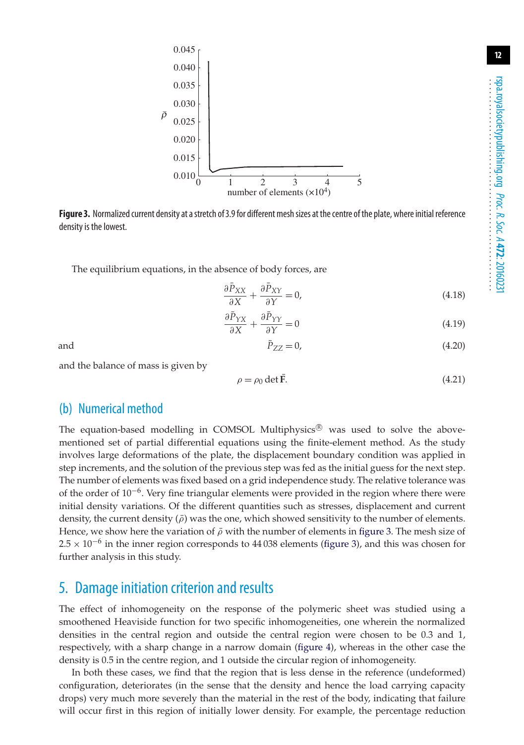**Figure 3.** Normalized current density at a stretch of 3.9 for different mesh sizes at the centre of the plate, where initial reference density is the lowest.

The equilibrium equations, in the absence of body forces, are

$$\frac{\partial \bar{P}_{XX}}{\partial X} + \frac{\partial \bar{P}_{XY}}{\partial Y} = 0, \tag{4.18}$$

$$\frac{\partial \bar{P}_{YX}}{\partial X} + \frac{\partial \bar{P}_{YY}}{\partial Y} = 0 \tag{4.19}$$

and

$$\bar{P}_{ZZ} = 0, \tag{4.20}$$

and the balance of mass is given by

$$\rho = \rho_0 \det \bar{\mathbf{F}}. \tag{4.21}$$

## (b) Numerical method

The equation-based modelling in COMSOL Multiphysics® was used to solve the above-mentioned set of partial differential equations using the finite-element method. As the study involves large deformations of the plate, the displacement boundary condition was applied in step increments, and the solution of the previous step was fed as the initial guess for the next step. The number of elements was fixed based on a grid independence study. The relative tolerance was of the order of $10^{-6}$. Very fine triangular elements were provided in the region where there were initial density variations. Of the different quantities such as stresses, displacement and current density, the current density ($\bar{\rho}$) was the one, which showed sensitivity to the number of elements. Hence, we show here the variation of $\bar{\rho}$ with the number of elements in figure 3. The mesh size of $2.5 \times 10^{-6}$ in the inner region corresponds to 44 038 elements (figure 3), and this was chosen for further analysis in this study.

# 5. Damage initiation criterion and results

The effect of inhomogeneity on the response of the polymeric sheet was studied using a smoothened Heaviside function for two specific inhomogeneities, one wherein the normalized densities in the central region and outside the central region were chosen to be 0.3 and 1, respectively, with a sharp change in a narrow domain (figure 4), whereas in the other case the density is 0.5 in the centre region, and 1 outside the circular region of inhomogeneity.

In both these cases, we find that the region that is less dense in the reference (undeformed) configuration, deteriorates (in the sense that the density and hence the load carrying capacity drops) very much more severely than the material in the rest of the body, indicating that failure will occur first in this region of initially lower density. For example, the percentage reduction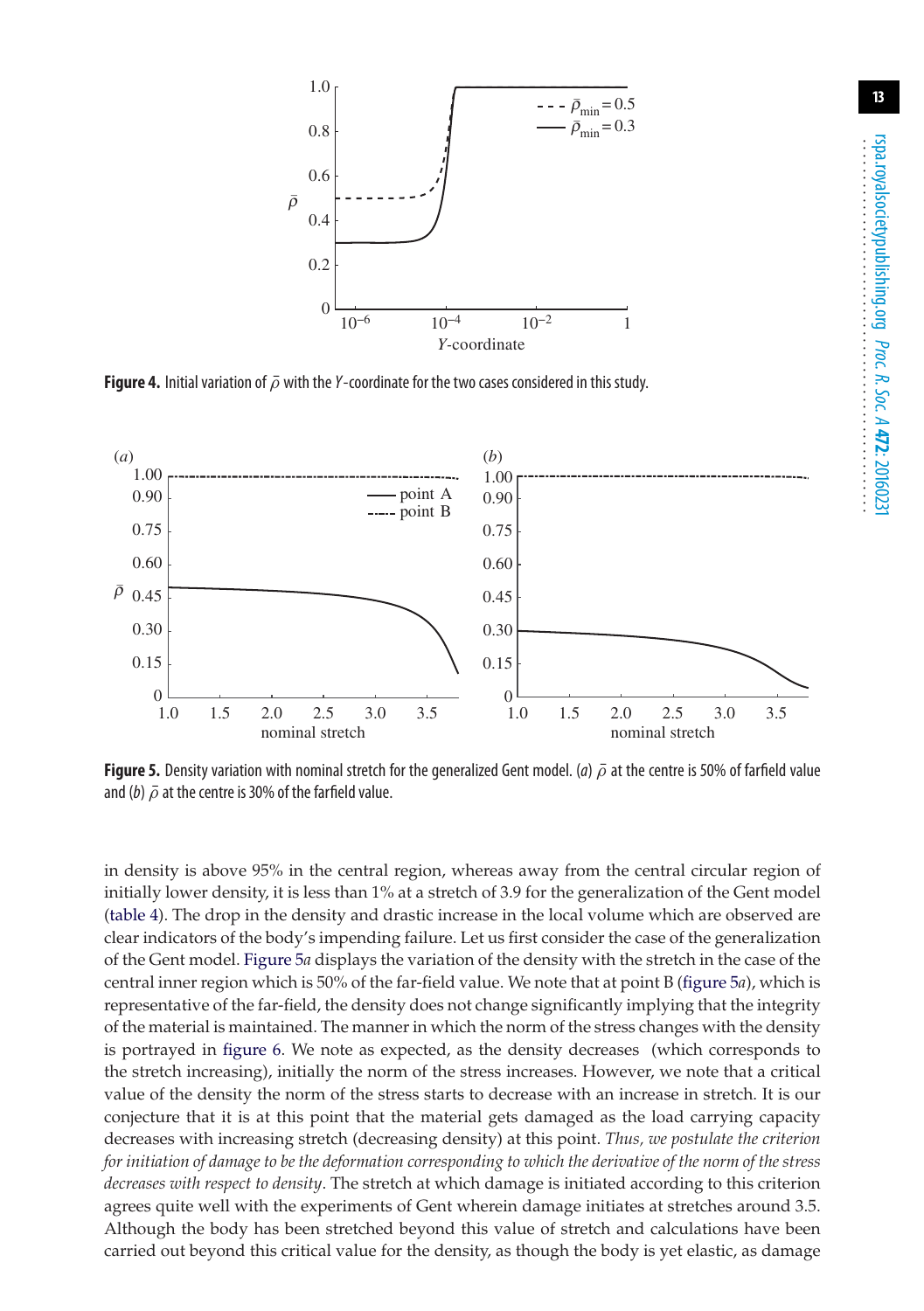**Figure 4.** Initial variation of $\bar{\rho}$ with the $Y$-coordinate for the two cases considered in this study.

**Figure 5.** Density variation with nominal stretch for the generalized Gent model. (*a*) $\bar{\rho}$ at the centre is 50% of farfield value and (*b*) $\bar{\rho}$ at the centre is 30% of the farfield value.

in density is above 95% in the central region, whereas away from the central circular region of initially lower density, it is less than 1% at a stretch of 3.9 for the generalization of the Gent model (table 4). The drop in the density and drastic increase in the local volume which are observed are clear indicators of the body's impending failure. Let us first consider the case of the generalization of the Gent model. Figure 5*a* displays the variation of the density with the stretch in the case of the central inner region which is 50% of the far-field value. We note that at point B (figure 5*a*), which is representative of the far-field, the density does not change significantly implying that the integrity of the material is maintained. The manner in which the norm of the stress changes with the density is portrayed in figure 6. We note as expected, as the density decreases (which corresponds to the stretch increasing), initially the norm of the stress increases. However, we note that a critical value of the density the norm of the stress starts to decrease with an increase in stretch. It is our conjecture that it is at this point that the material gets damaged as the load carrying capacity decreases with increasing stretch (decreasing density) at this point. *Thus, we postulate the criterion for initiation of damage to be the deformation corresponding to which the derivative of the norm of the stress decreases with respect to density*. The stretch at which damage is initiated according to this criterion agrees quite well with the experiments of Gent wherein damage initiates at stretches around 3.5. Although the body has been stretched beyond this value of stretch and calculations have been carried out beyond this critical value for the density, as though the body is yet elastic, as damage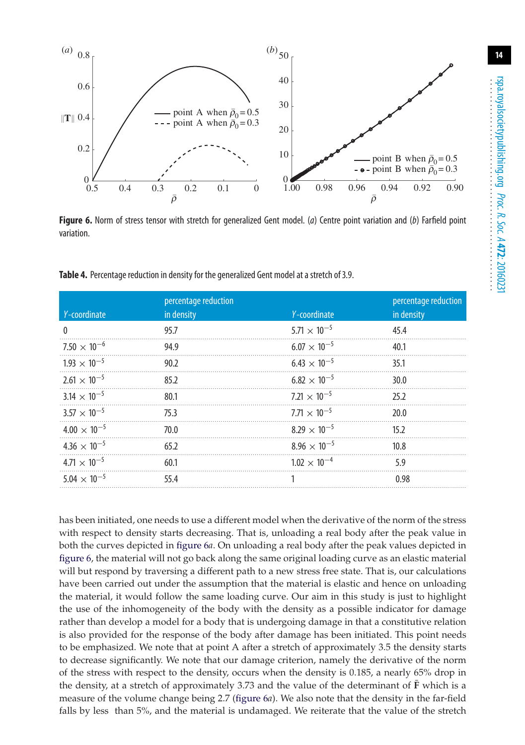**Figure 6.** Norm of stress tensor with stretch for generalized Gent model. (*a*) Centre point variation and (*b*) Farfield point variation.

**Table 4.** Percentage reduction in density for the generalized Gent model at a stretch of 3.9.

| $Y$-coordinate | percentage reduction in density | $Y$-coordinate | percentage reduction in density |
|---|---|---|---|
| 0 | 95.7 | $5.71 \times 10^{-5}$ | 45.4 |
| $7.50 \times 10^{-6}$ | 94.9 | $6.07 \times 10^{-5}$ | 40.1 |
| $1.93 \times 10^{-5}$ | 90.2 | $6.43 \times 10^{-5}$ | 35.1 |
| $2.61 \times 10^{-5}$ | 85.2 | $6.82 \times 10^{-5}$ | 30.0 |
| $3.14 \times 10^{-5}$ | 80.1 | $7.21 \times 10^{-5}$ | 25.2 |
| $3.57 \times 10^{-5}$ | 75.3 | $7.71 \times 10^{-5}$ | 20.0 |
| $4.00 \times 10^{-5}$ | 70.0 | $8.29 \times 10^{-5}$ | 15.2 |
| $4.36 \times 10^{-5}$ | 65.2 | $8.96 \times 10^{-5}$ | 10.8 |
| $4.71 \times 10^{-5}$ | 60.1 | $1.02 \times 10^{-4}$ | 5.9 |
| $5.04 \times 10^{-5}$ | 55.4 | 1 | 0.98 |

has been initiated, one needs to use a different model when the derivative of the norm of the stress with respect to density starts decreasing. That is, unloading a real body after the peak value in both the curves depicted in figure 6*a*. On unloading a real body after the peak values depicted in figure 6, the material will not go back along the same original loading curve as an elastic material will but respond by traversing a different path to a new stress free state. That is, our calculations have been carried out under the assumption that the material is elastic and hence on unloading the material, it would follow the same loading curve. Our aim in this study is just to highlight the use of the inhomogeneity of the body with the density as a possible indicator for damage rather than develop a model for a body that is undergoing damage in that a constitutive relation is also provided for the response of the body after damage has been initiated. This point needs to be emphasized. We note that at point A after a stretch of approximately 3.5 the density starts to decrease significantly. We note that our damage criterion, namely the derivative of the norm of the stress with respect to the density, occurs when the density is 0.185, a nearly 65% drop in the density, at a stretch of approximately 3.73 and the value of the determinant of $\bar{\mathbf{F}}$ which is a measure of the volume change being 2.7 (figure 6*a*). We also note that the density in the far-field falls by less than 5%, and the material is undamaged. We reiterate that the value of the stretch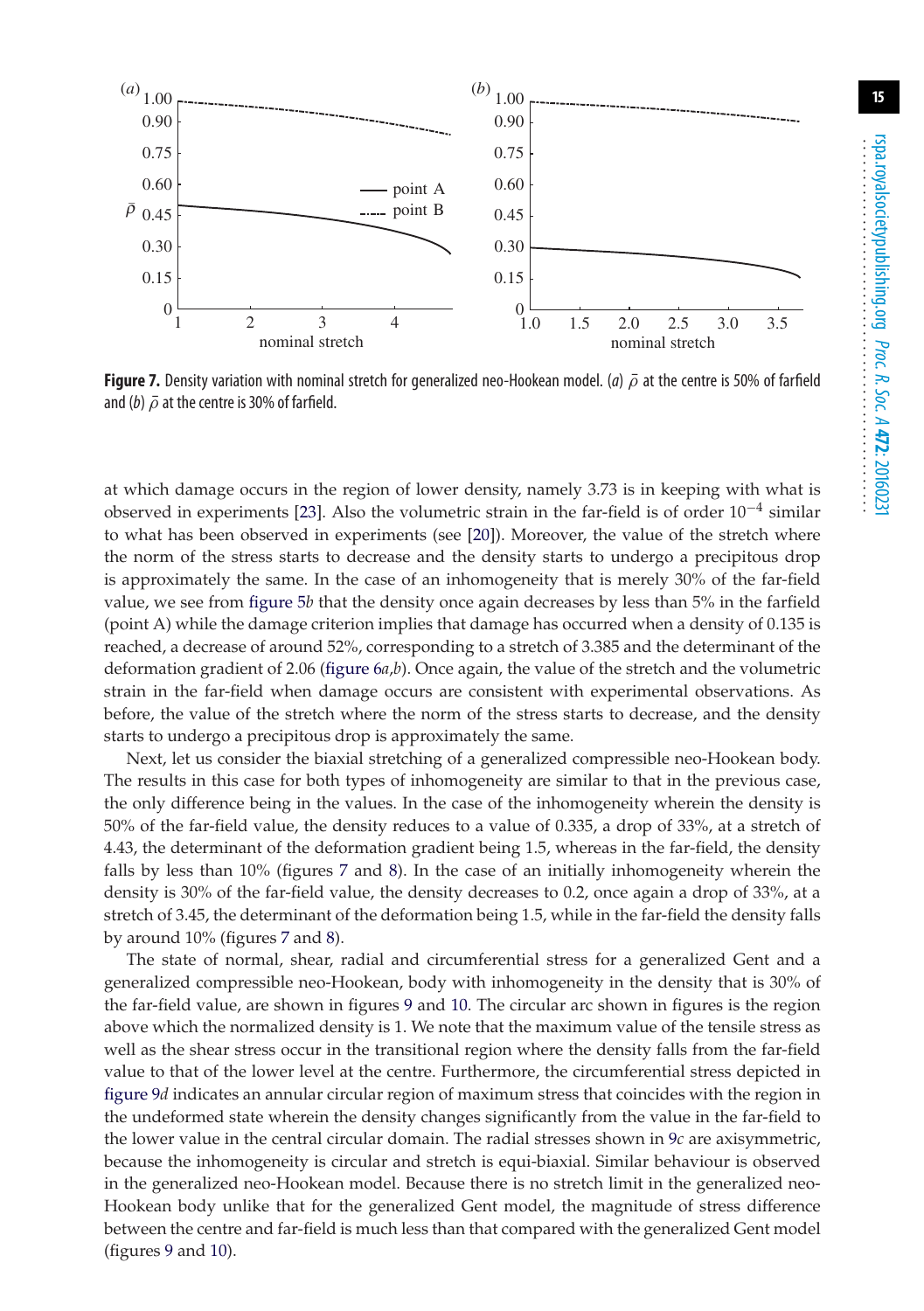**Figure 7.** Density variation with nominal stretch for generalized neo-Hookean model. (*a*) $\bar{\rho}$ at the centre is 50% of farfield and (*b*) $\bar{\rho}$ at the centre is 30% of farfield.

at which damage occurs in the region of lower density, namely 3.73 is in keeping with what is observed in experiments [23]. Also the volumetric strain in the far-field is of order $10^{-4}$ similar to what has been observed in experiments (see [20]). Moreover, the value of the stretch where the norm of the stress starts to decrease and the density starts to undergo a precipitous drop is approximately the same. In the case of an inhomogeneity that is merely 30% of the far-field value, we see from figure 5*b* that the density once again decreases by less than 5% in the farfield (point A) while the damage criterion implies that damage has occurred when a density of 0.135 is reached, a decrease of around 52%, corresponding to a stretch of 3.385 and the determinant of the deformation gradient of 2.06 (figure 6*a*,*b*). Once again, the value of the stretch and the volumetric strain in the far-field when damage occurs are consistent with experimental observations. As before, the value of the stretch where the norm of the stress starts to decrease, and the density starts to undergo a precipitous drop is approximately the same.

Next, let us consider the biaxial stretching of a generalized compressible neo-Hookean body. The results in this case for both types of inhomogeneity are similar to that in the previous case, the only difference being in the values. In the case of the inhomogeneity wherein the density is 50% of the far-field value, the density reduces to a value of 0.335, a drop of 33%, at a stretch of 4.43, the determinant of the deformation gradient being 1.5, whereas in the far-field, the density falls by less than 10% (figures 7 and 8). In the case of an initially inhomogeneity wherein the density is 30% of the far-field value, the density decreases to 0.2, once again a drop of 33%, at a stretch of 3.45, the determinant of the deformation being 1.5, while in the far-field the density falls by around 10% (figures 7 and 8).

The state of normal, shear, radial and circumferential stress for a generalized Gent and a generalized compressible neo-Hookean, body with inhomogeneity in the density that is 30% of the far-field value, are shown in figures 9 and 10. The circular arc shown in figures is the region above which the normalized density is 1. We note that the maximum value of the tensile stress as well as the shear stress occur in the transitional region where the density falls from the far-field value to that of the lower level at the centre. Furthermore, the circumferential stress depicted in figure 9*d* indicates an annular circular region of maximum stress that coincides with the region in the undeformed state wherein the density changes significantly from the value in the far-field to the lower value in the central circular domain. The radial stresses shown in 9*c* are axisymmetric, because the inhomogeneity is circular and stretch is equi-biaxial. Similar behaviour is observed in the generalized neo-Hookean model. Because there is no stretch limit in the generalized neo-Hookean body unlike that for the generalized Gent model, the magnitude of stress difference between the centre and far-field is much less than that compared with the generalized Gent model (figures 9 and 10).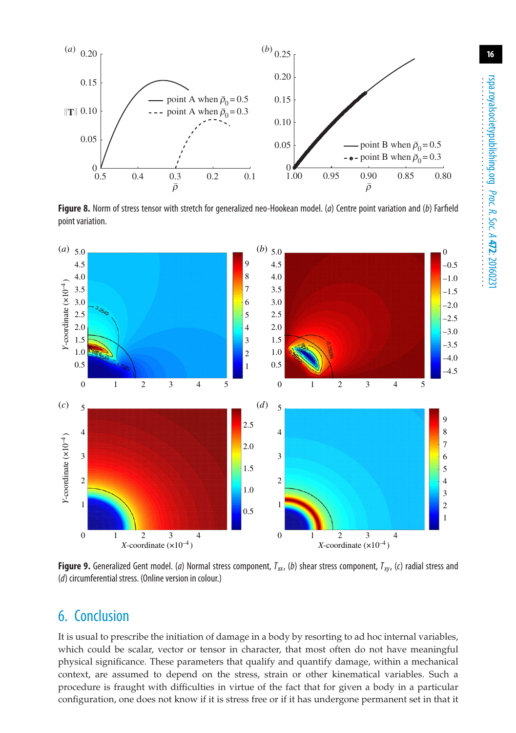**Figure 8.** Norm of stress tensor with stretch for generalized neo-Hookean model. (*a*) Centre point variation and (*b*) Farfield point variation.

**Figure 9.** Generalized Gent model. (*a*) Normal stress component, $T_{xx}$, (*b*) shear stress component, $T_{xy}$, (*c*) radial stress and (*d*) circumferential stress. (Online version in colour.)

## 6. Conclusion

It is usual to prescribe the initiation of damage in a body by resorting to ad hoc internal variables, which could be scalar, vector or tensor in character, that most often do not have meaningful physical significance. These parameters that qualify and quantify damage, within a mechanical context, are assumed to depend on the stress, strain or other kinematical variables. Such a procedure is fraught with difficulties in virtue of the fact that for given a body in a particular configuration, one does not know if it is stress free or if it has undergone permanent set in that it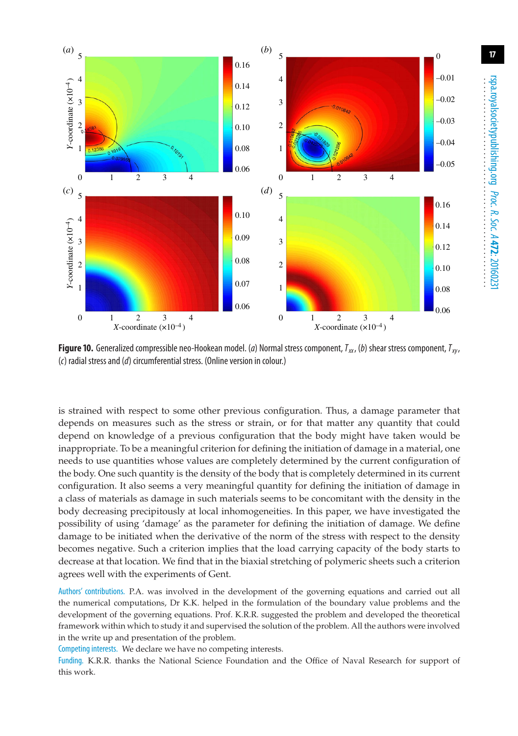**Figure 10.** Generalized compressible neo-Hookean model. (*a*) Normal stress component, $T_{xx}$, (*b*) shear stress component, $T_{xy}$, (*c*) radial stress and (*d*) circumferential stress. (Online version in colour.)

is strained with respect to some other previous configuration. Thus, a damage parameter that depends on measures such as the stress or strain, or for that matter any quantity that could depend on knowledge of a previous configuration that the body might have taken would be inappropriate. To be a meaningful criterion for defining the initiation of damage in a material, one needs to use quantities whose values are completely determined by the current configuration of the body. One such quantity is the density of the body that is completely determined in its current configuration. It also seems a very meaningful quantity for defining the initiation of damage in a class of materials as damage in such materials seems to be concomitant with the density in the body decreasing precipitously at local inhomogeneities. In this paper, we have investigated the possibility of using 'damage' as the parameter for defining the initiation of damage. We define damage to be initiated when the derivative of the norm of the stress with respect to the density becomes negative. Such a criterion implies that the load carrying capacity of the body starts to decrease at that location. We find that in the biaxial stretching of polymeric sheets such a criterion agrees well with the experiments of Gent.

Authors' contributions. P.A. was involved in the development of the governing equations and carried out all the numerical computations, Dr K.K. helped in the formulation of the boundary value problems and the development of the governing equations. Prof. K.R.R. suggested the problem and developed the theoretical framework within which to study it and supervised the solution of the problem. All the authors were involved in the write up and presentation of the problem.

Competing interests. We declare we have no competing interests.

Funding. K.R.R. thanks the National Science Foundation and the Office of Naval Research for support of this work.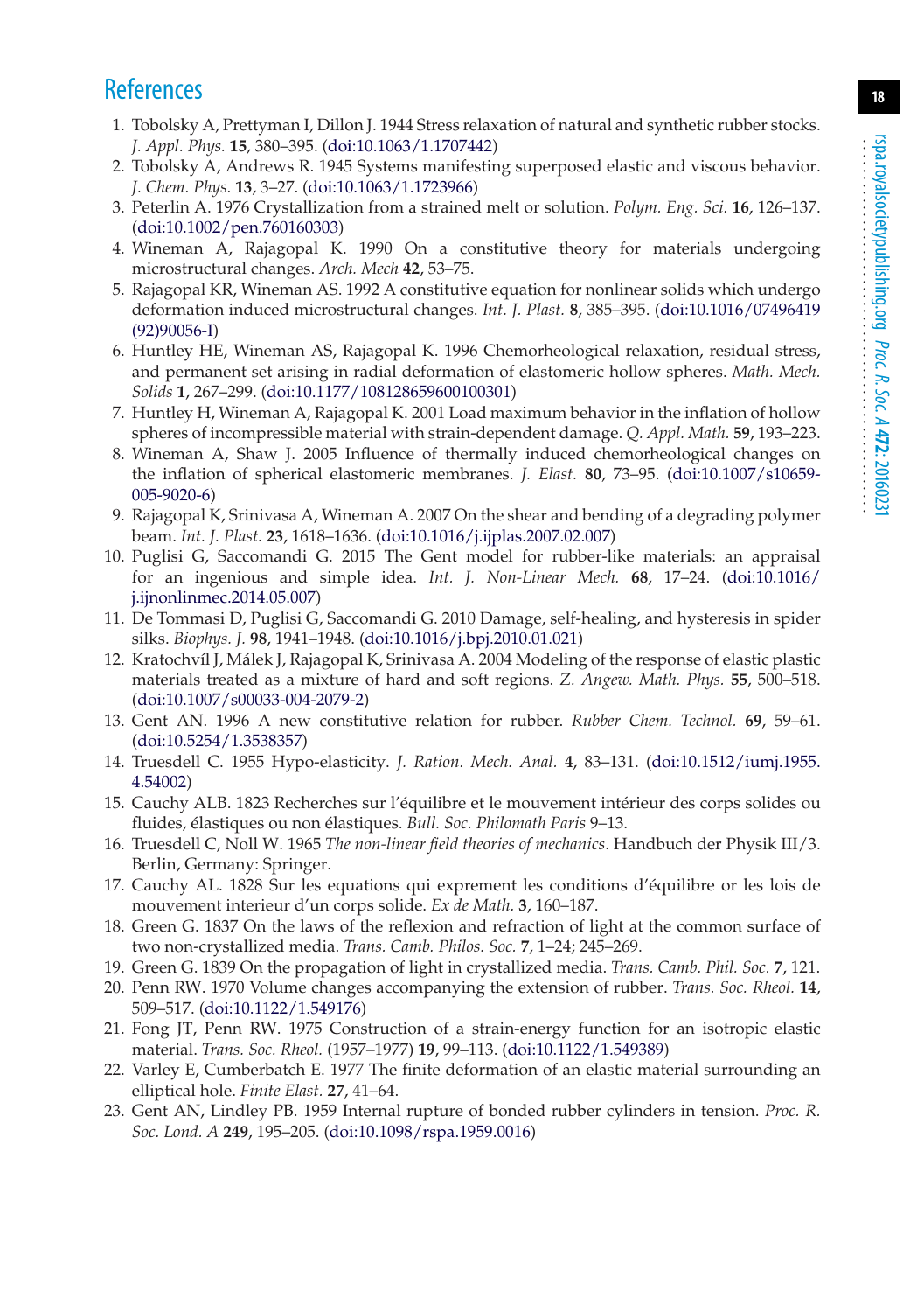## References

1. Tobolsky A, Prettyman I, Dillon J. 1944 Stress relaxation of natural and synthetic rubber stocks. *J. Appl. Phys.* **15**, 380–395. (doi:10.1063/1.1707442)
2. Tobolsky A, Andrews R. 1945 Systems manifesting superposed elastic and viscous behavior. *J. Chem. Phys.* **13**, 3–27. (doi:10.1063/1.1723966)
3. Peterlin A. 1976 Crystallization from a strained melt or solution. *Polym. Eng. Sci.* **16**, 126–137. (doi:10.1002/pen.760160303)
4. Wineman A, Rajagopal K. 1990 On a constitutive theory for materials undergoing microstructural changes. *Arch. Mech* **42**, 53–75.
5. Rajagopal KR, Wineman AS. 1992 A constitutive equation for nonlinear solids which undergo deformation induced microstructural changes. *Int. J. Plast.* **8**, 385–395. (doi:10.1016/07496419(92)90056-I)
6. Huntley HE, Wineman AS, Rajagopal K. 1996 Chemorheological relaxation, residual stress, and permanent set arising in radial deformation of elastomeric hollow spheres. *Math. Mech. Solids* **1**, 267–299. (doi:10.1177/108128659600100301)
7. Huntley H, Wineman A, Rajagopal K. 2001 Load maximum behavior in the inflation of hollow spheres of incompressible material with strain-dependent damage. *Q. Appl. Math.* **59**, 193–223.
8. Wineman A, Shaw J. 2005 Influence of thermally induced chemorheological changes on the inflation of spherical elastomeric membranes. *J. Elast.* **80**, 73–95. (doi:10.1007/s10659-005-9020-6)
9. Rajagopal K, Srinivasa A, Wineman A. 2007 On the shear and bending of a degrading polymer beam. *Int. J. Plast.* **23**, 1618–1636. (doi:10.1016/j.ijplas.2007.02.007)
10. Puglisi G, Saccomandi G. 2015 The Gent model for rubber-like materials: an appraisal for an ingenious and simple idea. *Int. J. Non-Linear Mech.* **68**, 17–24. (doi:10.1016/j.ijnonlinmec.2014.05.007)
11. De Tommasi D, Puglisi G, Saccomandi G. 2010 Damage, self-healing, and hysteresis in spider silks. *Biophys. J.* **98**, 1941–1948. (doi:10.1016/j.bpj.2010.01.021)
12. Kratochvíl J, Málek J, Rajagopal K, Srinivasa A. 2004 Modeling of the response of elastic plastic materials treated as a mixture of hard and soft regions. *Z. Angew. Math. Phys.* **55**, 500–518. (doi:10.1007/s00033-004-2079-2)
13. Gent AN. 1996 A new constitutive relation for rubber. *Rubber Chem. Technol.* **69**, 59–61. (doi:10.5254/1.3538357)
14. Truesdell C. 1955 Hypo-elasticity. *J. Ration. Mech. Anal.* **4**, 83–131. (doi:10.1512/iumj.1955.4.54002)
15. Cauchy ALB. 1823 Recherches sur l'équilibre et le mouvement intérieur des corps solides ou fluides, élastiques ou non élastiques. *Bull. Soc. Philomath Paris* 9–13.
16. Truesdell C, Noll W. 1965 *The non-linear field theories of mechanics*. Handbuch der Physik III/3. Berlin, Germany: Springer.
17. Cauchy AL. 1828 Sur les equations qui exprement les conditions d'équilibre or les lois de mouvement interieur d'un corps solide. *Ex de Math.* **3**, 160–187.
18. Green G. 1837 On the laws of the reflexion and refraction of light at the common surface of two non-crystallized media. *Trans. Camb. Philos. Soc.* **7**, 1–24; 245–269.
19. Green G. 1839 On the propagation of light in crystallized media. *Trans. Camb. Phil. Soc.* **7**, 121.
20. Penn RW. 1970 Volume changes accompanying the extension of rubber. *Trans. Soc. Rheol.* **14**, 509–517. (doi:10.1122/1.549176)
21. Fong JT, Penn RW. 1975 Construction of a strain-energy function for an isotropic elastic material. *Trans. Soc. Rheol.* (1957–1977) **19**, 99–113. (doi:10.1122/1.549389)
22. Varley E, Cumberbatch E. 1977 The finite deformation of an elastic material surrounding an elliptical hole. *Finite Elast.* **27**, 41–64.
23. Gent AN, Lindley PB. 1959 Internal rupture of bonded rubber cylinders in tension. *Proc. R. Soc. Lond. A* **249**, 195–205. (doi:10.1098/rspa.1959.0016)